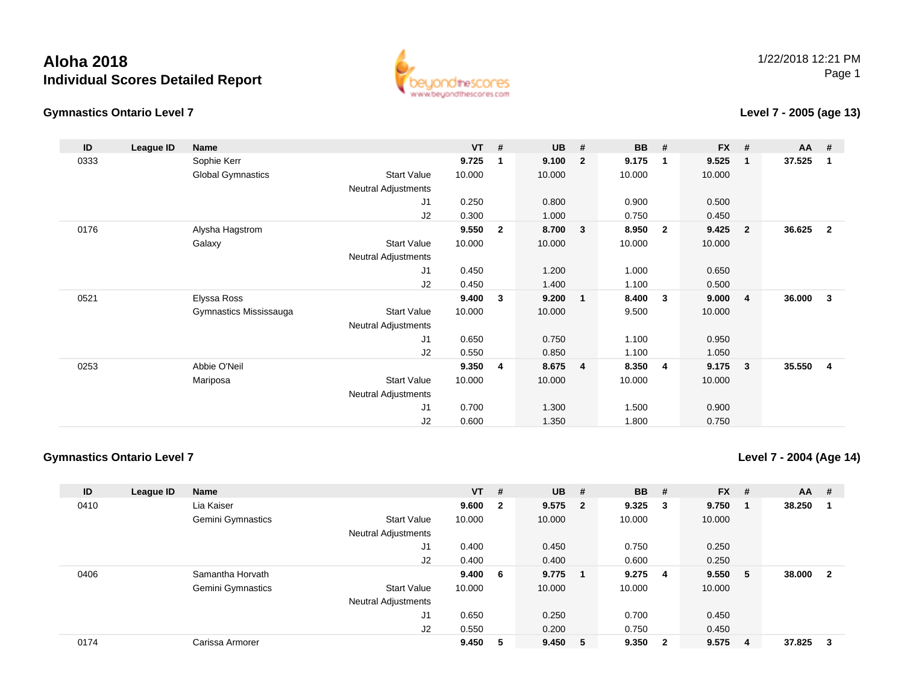# Aloha 2018

## Individual Scores Detailed Report

1/22/2018 12:21 PM

### Gymnastics Ontario Level 7

**Level 7 - 2005 (age 13)**

| ID | League ID | Name | | VT | # | UB | # | BB | # | FX | # | AA | # |
|---|---|---|---|---|---|---|---|---|---|---|---|---|---|
| 0333 | | Sophie Kerr | | **9.725** | **1** | **9.100** | **2** | **9.175** | **1** | **9.525** | **1** | **37.525** | **1** |
| | | Global Gymnastics | Start Value | 10.000 | | 10.000 | | 10.000 | | 10.000 | | | |
| | | | Neutral Adjustments | | | | | | | | | | |
| | | | J1 | 0.250 | | 0.800 | | 0.900 | | 0.500 | | | |
| | | | J2 | 0.300 | | 1.000 | | 0.750 | | 0.450 | | | |
| 0176 | | Alysha Hagstrom | | **9.550** | **2** | **8.700** | **3** | **8.950** | **2** | **9.425** | **2** | **36.625** | **2** |
| | | Galaxy | Start Value | 10.000 | | 10.000 | | 10.000 | | 10.000 | | | |
| | | | Neutral Adjustments | | | | | | | | | | |
| | | | J1 | 0.450 | | 1.200 | | 1.000 | | 0.650 | | | |
| | | | J2 | 0.450 | | 1.400 | | 1.100 | | 0.500 | | | |
| 0521 | | Elyssa Ross | | **9.400** | **3** | **9.200** | **1** | **8.400** | **3** | **9.000** | **4** | **36.000** | **3** |
| | | Gymnastics Mississauga | Start Value | 10.000 | | 10.000 | | 9.500 | | 10.000 | | | |
| | | | Neutral Adjustments | | | | | | | | | | |
| | | | J1 | 0.650 | | 0.750 | | 1.100 | | 0.950 | | | |
| | | | J2 | 0.550 | | 0.850 | | 1.100 | | 1.050 | | | |
| 0253 | | Abbie O'Neil | | **9.350** | **4** | **8.675** | **4** | **8.350** | **4** | **9.175** | **3** | **35.550** | **4** |
| | | Mariposa | Start Value | 10.000 | | 10.000 | | 10.000 | | 10.000 | | | |
| | | | Neutral Adjustments | | | | | | | | | | |
| | | | J1 | 0.700 | | 1.300 | | 1.500 | | 0.900 | | | |
| | | | J2 | 0.600 | | 1.350 | | 1.800 | | 0.750 | | | |

### Gymnastics Ontario Level 7

**Level 7 - 2004 (Age 14)**

| ID | League ID | Name | | VT | # | UB | # | BB | # | FX | # | AA | # |
|---|---|---|---|---|---|---|---|---|---|---|---|---|---|
| 0410 | | Lia Kaiser | | **9.600** | **2** | **9.575** | **2** | **9.325** | **3** | **9.750** | **1** | **38.250** | **1** |
| | | Gemini Gymnastics | Start Value | 10.000 | | 10.000 | | 10.000 | | 10.000 | | | |
| | | | Neutral Adjustments | | | | | | | | | | |
| | | | J1 | 0.400 | | 0.450 | | 0.750 | | 0.250 | | | |
| | | | J2 | 0.400 | | 0.400 | | 0.600 | | 0.250 | | | |
| 0406 | | Samantha Horvath | | **9.400** | **6** | **9.775** | **1** | **9.275** | **4** | **9.550** | **5** | **38.000** | **2** |
| | | Gemini Gymnastics | Start Value | 10.000 | | 10.000 | | 10.000 | | 10.000 | | | |
| | | | Neutral Adjustments | | | | | | | | | | |
| | | | J1 | 0.650 | | 0.250 | | 0.700 | | 0.450 | | | |
| | | | J2 | 0.550 | | 0.200 | | 0.750 | | 0.450 | | | |
| 0174 | | Carissa Armorer | | **9.450** | **5** | **9.450** | **5** | **9.350** | **2** | **9.575** | **4** | **37.825** | **3** |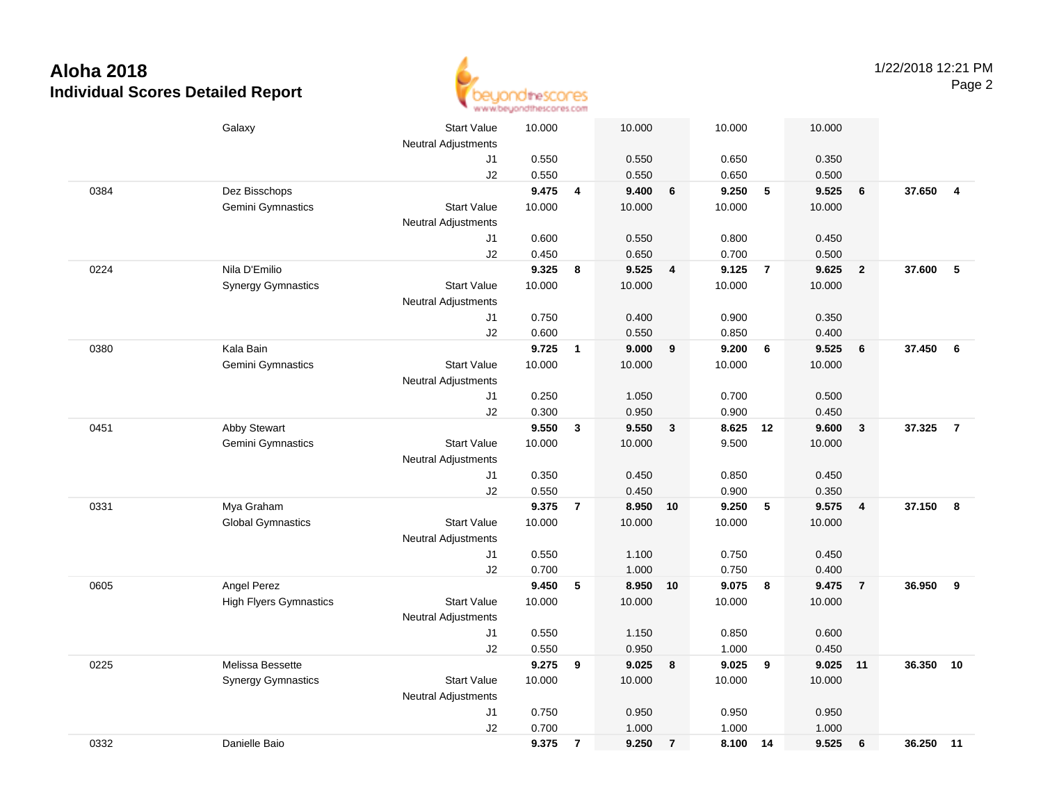# Aloha 2018

## Individual Scores Detailed Report

| # | Name / Gym | | Vault | Rank | Bars | Rank | Beam | Rank | Floor | Rank | AA | Rank |
|---|---|---|---|---|---|---|---|---|---|---|---|---|
| | Galaxy | Start Value | 10.000 | | 10.000 | | 10.000 | | 10.000 | | | |
| | | Neutral Adjustments | | | | | | | | | | |
| | | J1 | 0.550 | | 0.550 | | 0.650 | | 0.350 | | | |
| | | J2 | 0.550 | | 0.550 | | 0.650 | | 0.500 | | | |
| 0384 | Dez Bisschops | | **9.475** | **4** | **9.400** | **6** | **9.250** | **5** | **9.525** | **6** | **37.650** | **4** |
| | Gemini Gymnastics | Start Value | 10.000 | | 10.000 | | 10.000 | | 10.000 | | | |
| | | Neutral Adjustments | | | | | | | | | | |
| | | J1 | 0.600 | | 0.550 | | 0.800 | | 0.450 | | | |
| | | J2 | 0.450 | | 0.650 | | 0.700 | | 0.500 | | | |
| 0224 | Nila D'Emilio | | **9.325** | **8** | **9.525** | **4** | **9.125** | **7** | **9.625** | **2** | **37.600** | **5** |
| | Synergy Gymnastics | Start Value | 10.000 | | 10.000 | | 10.000 | | 10.000 | | | |
| | | Neutral Adjustments | | | | | | | | | | |
| | | J1 | 0.750 | | 0.400 | | 0.900 | | 0.350 | | | |
| | | J2 | 0.600 | | 0.550 | | 0.850 | | 0.400 | | | |
| 0380 | Kala Bain | | **9.725** | **1** | **9.000** | **9** | **9.200** | **6** | **9.525** | **6** | **37.450** | **6** |
| | Gemini Gymnastics | Start Value | 10.000 | | 10.000 | | 10.000 | | 10.000 | | | |
| | | Neutral Adjustments | | | | | | | | | | |
| | | J1 | 0.250 | | 1.050 | | 0.700 | | 0.500 | | | |
| | | J2 | 0.300 | | 0.950 | | 0.900 | | 0.450 | | | |
| 0451 | Abby Stewart | | **9.550** | **3** | **9.550** | **3** | **8.625** | **12** | **9.600** | **3** | **37.325** | **7** |
| | Gemini Gymnastics | Start Value | 10.000 | | 10.000 | | 9.500 | | 10.000 | | | |
| | | Neutral Adjustments | | | | | | | | | | |
| | | J1 | 0.350 | | 0.450 | | 0.850 | | 0.450 | | | |
| | | J2 | 0.550 | | 0.450 | | 0.900 | | 0.350 | | | |
| 0331 | Mya Graham | | **9.375** | **7** | **8.950** | **10** | **9.250** | **5** | **9.575** | **4** | **37.150** | **8** |
| | Global Gymnastics | Start Value | 10.000 | | 10.000 | | 10.000 | | 10.000 | | | |
| | | Neutral Adjustments | | | | | | | | | | |
| | | J1 | 0.550 | | 1.100 | | 0.750 | | 0.450 | | | |
| | | J2 | 0.700 | | 1.000 | | 0.750 | | 0.400 | | | |
| 0605 | Angel Perez | | **9.450** | **5** | **8.950** | **10** | **9.075** | **8** | **9.475** | **7** | **36.950** | **9** |
| | High Flyers Gymnastics | Start Value | 10.000 | | 10.000 | | 10.000 | | 10.000 | | | |
| | | Neutral Adjustments | | | | | | | | | | |
| | | J1 | 0.550 | | 1.150 | | 0.850 | | 0.600 | | | |
| | | J2 | 0.550 | | 0.950 | | 1.000 | | 0.450 | | | |
| 0225 | Melissa Bessette | | **9.275** | **9** | **9.025** | **8** | **9.025** | **9** | **9.025** | **11** | **36.350** | **10** |
| | Synergy Gymnastics | Start Value | 10.000 | | 10.000 | | 10.000 | | 10.000 | | | |
| | | Neutral Adjustments | | | | | | | | | | |
| | | J1 | 0.750 | | 0.950 | | 0.950 | | 0.950 | | | |
| | | J2 | 0.700 | | 1.000 | | 1.000 | | 1.000 | | | |
| 0332 | Danielle Baio | | **9.375** | **7** | **9.250** | **7** | **8.100** | **14** | **9.525** | **6** | **36.250** | **11** |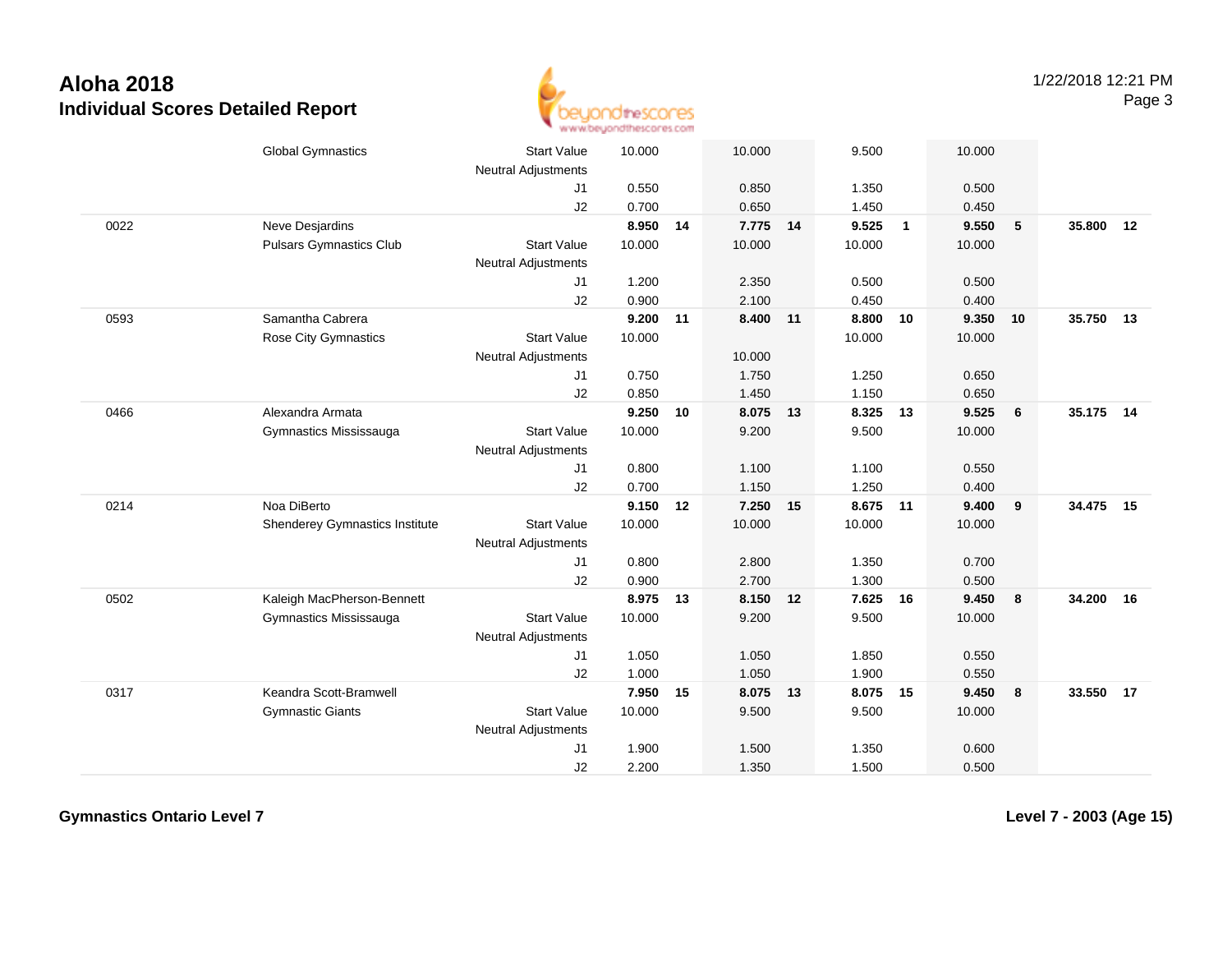# Aloha 2018

## Individual Scores Detailed Report

1/22/2018 12:21 PM

| | | | Vault | | Bars | | Beam | | Floor | | AA | |
|---|---|---|---|---|---|---|---|---|---|---|---|---|
| | Global Gymnastics | Start Value | 10.000 | | 10.000 | | 9.500 | | 10.000 | | | |
| | | Neutral Adjustments | | | | | | | | | | |
| | | J1 | 0.550 | | 0.850 | | 1.350 | | 0.500 | | | |
| | | J2 | 0.700 | | 0.650 | | 1.450 | | 0.450 | | | |
| 0022 | Neve Desjardins | | **8.950** | **14** | **7.775** | **14** | **9.525** | **1** | **9.550** | **5** | **35.800** | **12** |
| | Pulsars Gymnastics Club | Start Value | 10.000 | | 10.000 | | 10.000 | | 10.000 | | | |
| | | Neutral Adjustments | | | | | | | | | | |
| | | J1 | 1.200 | | 2.350 | | 0.500 | | 0.500 | | | |
| | | J2 | 0.900 | | 2.100 | | 0.450 | | 0.400 | | | |
| 0593 | Samantha Cabrera | | **9.200** | **11** | **8.400** | **11** | **8.800** | **10** | **9.350** | **10** | **35.750** | **13** |
| | Rose City Gymnastics | Start Value | 10.000 | | | | 10.000 | | 10.000 | | | |
| | | Neutral Adjustments | | | 10.000 | | | | | | | |
| | | J1 | 0.750 | | 1.750 | | 1.250 | | 0.650 | | | |
| | | J2 | 0.850 | | 1.450 | | 1.150 | | 0.650 | | | |
| 0466 | Alexandra Armata | | **9.250** | **10** | **8.075** | **13** | **8.325** | **13** | **9.525** | **6** | **35.175** | **14** |
| | Gymnastics Mississauga | Start Value | 10.000 | | 9.200 | | 9.500 | | 10.000 | | | |
| | | Neutral Adjustments | | | | | | | | | | |
| | | J1 | 0.800 | | 1.100 | | 1.100 | | 0.550 | | | |
| | | J2 | 0.700 | | 1.150 | | 1.250 | | 0.400 | | | |
| 0214 | Noa DiBerto | | **9.150** | **12** | **7.250** | **15** | **8.675** | **11** | **9.400** | **9** | **34.475** | **15** |
| | Shenderey Gymnastics Institute | Start Value | 10.000 | | 10.000 | | 10.000 | | 10.000 | | | |
| | | Neutral Adjustments | | | | | | | | | | |
| | | J1 | 0.800 | | 2.800 | | 1.350 | | 0.700 | | | |
| | | J2 | 0.900 | | 2.700 | | 1.300 | | 0.500 | | | |
| 0502 | Kaleigh MacPherson-Bennett | | **8.975** | **13** | **8.150** | **12** | **7.625** | **16** | **9.450** | **8** | **34.200** | **16** |
| | Gymnastics Mississauga | Start Value | 10.000 | | 9.200 | | 9.500 | | 10.000 | | | |
| | | Neutral Adjustments | | | | | | | | | | |
| | | J1 | 1.050 | | 1.050 | | 1.850 | | 0.550 | | | |
| | | J2 | 1.000 | | 1.050 | | 1.900 | | 0.550 | | | |
| 0317 | Keandra Scott-Bramwell | | **7.950** | **15** | **8.075** | **13** | **8.075** | **15** | **9.450** | **8** | **33.550** | **17** |
| | Gymnastic Giants | Start Value | 10.000 | | 9.500 | | 9.500 | | 10.000 | | | |
| | | Neutral Adjustments | | | | | | | | | | |
| | | J1 | 1.900 | | 1.500 | | 1.350 | | 0.600 | | | |
| | | J2 | 2.200 | | 1.350 | | 1.500 | | 0.500 | | | |

**Gymnastics Ontario Level 7**

**Level 7 - 2003 (Age 15)**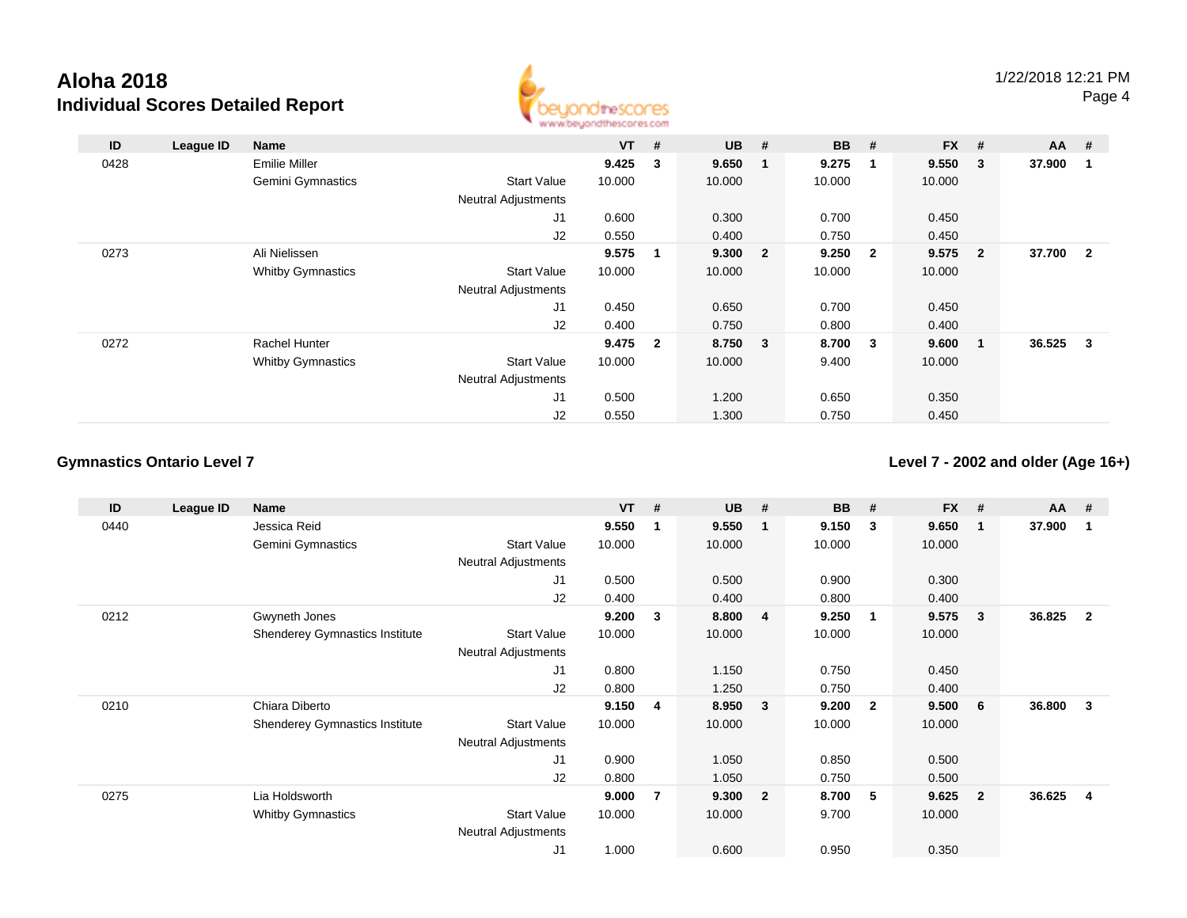# Aloha 2018

## Individual Scores Detailed Report

1/22/2018 12:21 PM

| ID | League ID | Name | | VT | # | UB | # | BB | # | FX | # | AA | # |
|---|---|---|---|---|---|---|---|---|---|---|---|---|---|
| 0428 | | Emilie Miller | | **9.425** | **3** | **9.650** | **1** | **9.275** | **1** | **9.550** | **3** | **37.900** | **1** |
| | | Gemini Gymnastics | Start Value | 10.000 | | 10.000 | | 10.000 | | 10.000 | | | |
| | | | Neutral Adjustments | | | | | | | | | | |
| | | | J1 | 0.600 | | 0.300 | | 0.700 | | 0.450 | | | |
| | | | J2 | 0.550 | | 0.400 | | 0.750 | | 0.450 | | | |
| 0273 | | Ali Nielissen | | **9.575** | **1** | **9.300** | **2** | **9.250** | **2** | **9.575** | **2** | **37.700** | **2** |
| | | Whitby Gymnastics | Start Value | 10.000 | | 10.000 | | 10.000 | | 10.000 | | | |
| | | | Neutral Adjustments | | | | | | | | | | |
| | | | J1 | 0.450 | | 0.650 | | 0.700 | | 0.450 | | | |
| | | | J2 | 0.400 | | 0.750 | | 0.800 | | 0.400 | | | |
| 0272 | | Rachel Hunter | | **9.475** | **2** | **8.750** | **3** | **8.700** | **3** | **9.600** | **1** | **36.525** | **3** |
| | | Whitby Gymnastics | Start Value | 10.000 | | 10.000 | | 9.400 | | 10.000 | | | |
| | | | Neutral Adjustments | | | | | | | | | | |
| | | | J1 | 0.500 | | 1.200 | | 0.650 | | 0.350 | | | |
| | | | J2 | 0.550 | | 1.300 | | 0.750 | | 0.450 | | | |

### Gymnastics Ontario Level 7

### Level 7 - 2002 and older (Age 16+)

| ID | League ID | Name | | VT | # | UB | # | BB | # | FX | # | AA | # |
|---|---|---|---|---|---|---|---|---|---|---|---|---|---|
| 0440 | | Jessica Reid | | **9.550** | **1** | **9.550** | **1** | **9.150** | **3** | **9.650** | **1** | **37.900** | **1** |
| | | Gemini Gymnastics | Start Value | 10.000 | | 10.000 | | 10.000 | | 10.000 | | | |
| | | | Neutral Adjustments | | | | | | | | | | |
| | | | J1 | 0.500 | | 0.500 | | 0.900 | | 0.300 | | | |
| | | | J2 | 0.400 | | 0.400 | | 0.800 | | 0.400 | | | |
| 0212 | | Gwyneth Jones | | **9.200** | **3** | **8.800** | **4** | **9.250** | **1** | **9.575** | **3** | **36.825** | **2** |
| | | Shenderey Gymnastics Institute | Start Value | 10.000 | | 10.000 | | 10.000 | | 10.000 | | | |
| | | | Neutral Adjustments | | | | | | | | | | |
| | | | J1 | 0.800 | | 1.150 | | 0.750 | | 0.450 | | | |
| | | | J2 | 0.800 | | 1.250 | | 0.750 | | 0.400 | | | |
| 0210 | | Chiara Diberto | | **9.150** | **4** | **8.950** | **3** | **9.200** | **2** | **9.500** | **6** | **36.800** | **3** |
| | | Shenderey Gymnastics Institute | Start Value | 10.000 | | 10.000 | | 10.000 | | 10.000 | | | |
| | | | Neutral Adjustments | | | | | | | | | | |
| | | | J1 | 0.900 | | 1.050 | | 0.850 | | 0.500 | | | |
| | | | J2 | 0.800 | | 1.050 | | 0.750 | | 0.500 | | | |
| 0275 | | Lia Holdsworth | | **9.000** | **7** | **9.300** | **2** | **8.700** | **5** | **9.625** | **2** | **36.625** | **4** |
| | | Whitby Gymnastics | Start Value | 10.000 | | 10.000 | | 9.700 | | 10.000 | | | |
| | | | Neutral Adjustments | | | | | | | | | | |
| | | | J1 | 1.000 | | 0.600 | | 0.950 | | 0.350 | | | |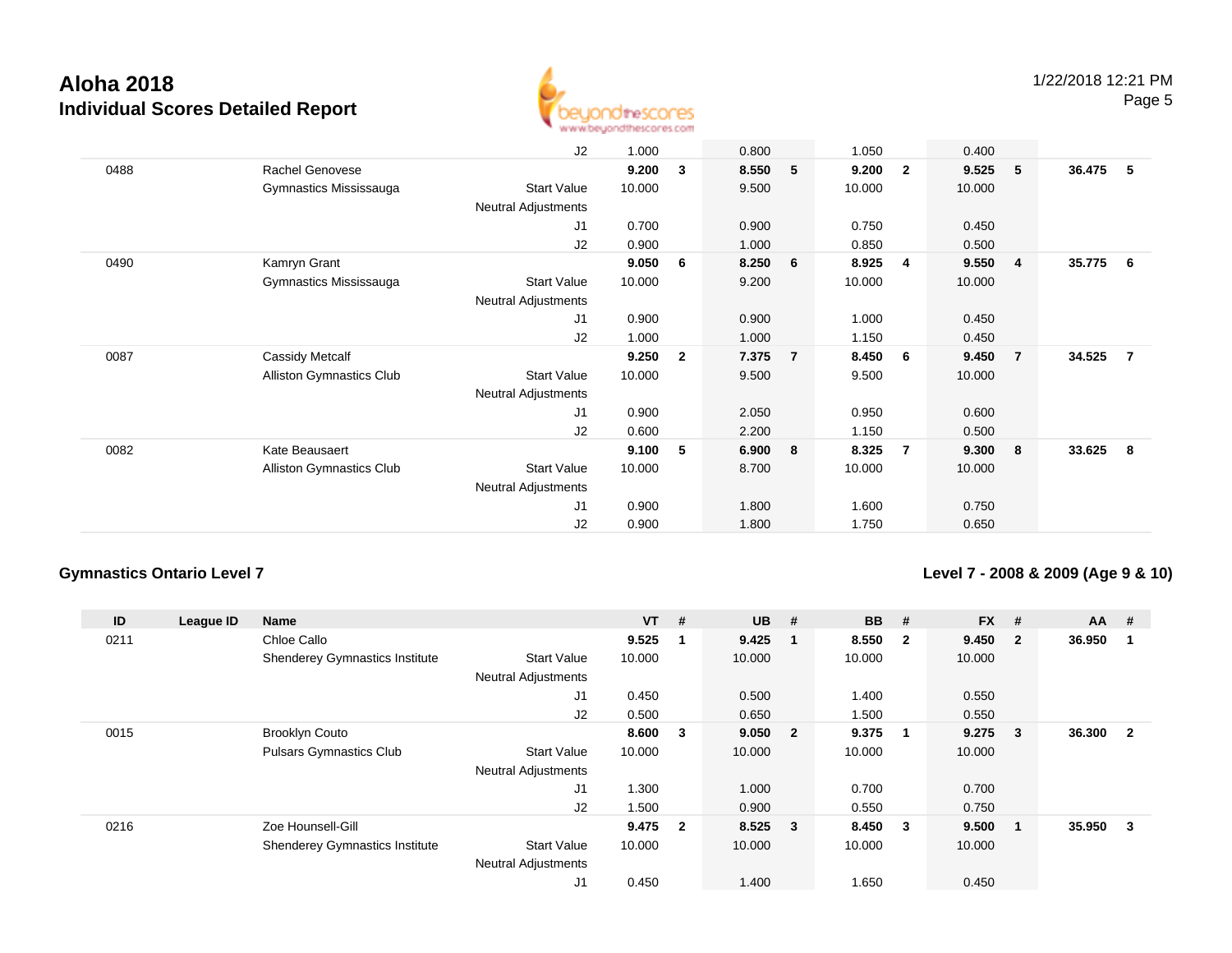| ID | League ID | Name | | VT | # | UB | # | BB | # | FX | # | AA | # |
|---|---|---|---|---|---|---|---|---|---|---|---|---|---|
| | | | J2 | 1.000 | | 0.800 | | 1.050 | | 0.400 | | | |
| 0488 | | Rachel Genovese | | **9.200** | **3** | **8.550** | **5** | **9.200** | **2** | **9.525** | **5** | **36.475** | **5** |
| | | Gymnastics Mississauga | Start Value | 10.000 | | 9.500 | | 10.000 | | 10.000 | | | |
| | | | Neutral Adjustments | | | | | | | | | | |
| | | | J1 | 0.700 | | 0.900 | | 0.750 | | 0.450 | | | |
| | | | J2 | 0.900 | | 1.000 | | 0.850 | | 0.500 | | | |
| 0490 | | Kamryn Grant | | **9.050** | **6** | **8.250** | **6** | **8.925** | **4** | **9.550** | **4** | **35.775** | **6** |
| | | Gymnastics Mississauga | Start Value | 10.000 | | 9.200 | | 10.000 | | 10.000 | | | |
| | | | Neutral Adjustments | | | | | | | | | | |
| | | | J1 | 0.900 | | 0.900 | | 1.000 | | 0.450 | | | |
| | | | J2 | 1.000 | | 1.000 | | 1.150 | | 0.450 | | | |
| 0087 | | Cassidy Metcalf | | **9.250** | **2** | **7.375** | **7** | **8.450** | **6** | **9.450** | **7** | **34.525** | **7** |
| | | Alliston Gymnastics Club | Start Value | 10.000 | | 9.500 | | 9.500 | | 10.000 | | | |
| | | | Neutral Adjustments | | | | | | | | | | |
| | | | J1 | 0.900 | | 2.050 | | 0.950 | | 0.600 | | | |
| | | | J2 | 0.600 | | 2.200 | | 1.150 | | 0.500 | | | |
| 0082 | | Kate Beausaert | | **9.100** | **5** | **6.900** | **8** | **8.325** | **7** | **9.300** | **8** | **33.625** | **8** |
| | | Alliston Gymnastics Club | Start Value | 10.000 | | 8.700 | | 10.000 | | 10.000 | | | |
| | | | Neutral Adjustments | | | | | | | | | | |
| | | | J1 | 0.900 | | 1.800 | | 1.600 | | 0.750 | | | |
| | | | J2 | 0.900 | | 1.800 | | 1.750 | | 0.650 | | | |

### Gymnastics Ontario Level 7

### Level 7 - 2008 & 2009 (Age 9 & 10)

| ID | League ID | Name | | VT | # | UB | # | BB | # | FX | # | AA | # |
|---|---|---|---|---|---|---|---|---|---|---|---|---|---|
| 0211 | | Chloe Callo | | **9.525** | **1** | **9.425** | **1** | **8.550** | **2** | **9.450** | **2** | **36.950** | **1** |
| | | Shenderey Gymnastics Institute | Start Value | 10.000 | | 10.000 | | 10.000 | | 10.000 | | | |
| | | | Neutral Adjustments | | | | | | | | | | |
| | | | J1 | 0.450 | | 0.500 | | 1.400 | | 0.550 | | | |
| | | | J2 | 0.500 | | 0.650 | | 1.500 | | 0.550 | | | |
| 0015 | | Brooklyn Couto | | **8.600** | **3** | **9.050** | **2** | **9.375** | **1** | **9.275** | **3** | **36.300** | **2** |
| | | Pulsars Gymnastics Club | Start Value | 10.000 | | 10.000 | | 10.000 | | 10.000 | | | |
| | | | Neutral Adjustments | | | | | | | | | | |
| | | | J1 | 1.300 | | 1.000 | | 0.700 | | 0.700 | | | |
| | | | J2 | 1.500 | | 0.900 | | 0.550 | | 0.750 | | | |
| 0216 | | Zoe Hounsell-Gill | | **9.475** | **2** | **8.525** | **3** | **8.450** | **3** | **9.500** | **1** | **35.950** | **3** |
| | | Shenderey Gymnastics Institute | Start Value | 10.000 | | 10.000 | | 10.000 | | 10.000 | | | |
| | | | Neutral Adjustments | | | | | | | | | | |
| | | | J1 | 0.450 | | 1.400 | | 1.650 | | 0.450 | | | |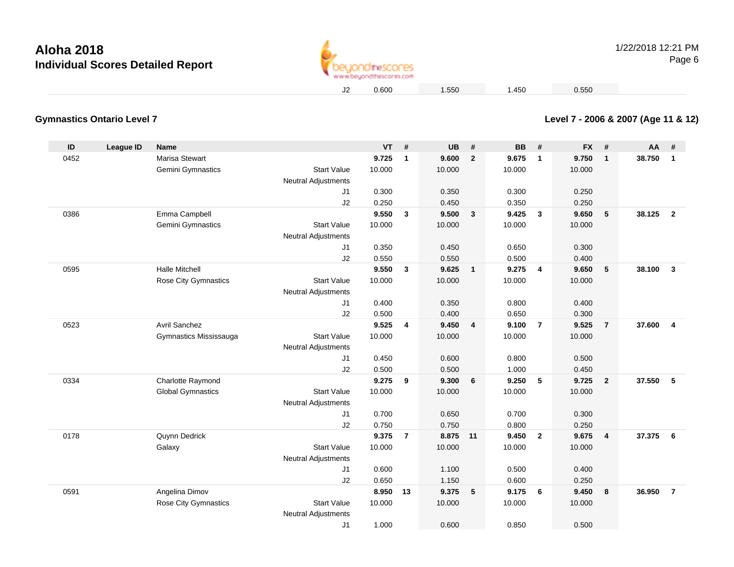# Aloha 2018

## Individual Scores Detailed Report

| | | | | | | | | | | |
|---|---|---|---|---|---|---|---|---|---|---|
| J2 | 0.600 | | 1.550 | | 1.450 | | 0.550 | | | |

### Gymnastics Ontario Level 7

### Level 7 - 2006 & 2007 (Age 11 & 12)

| ID | League ID | Name | | VT | # | UB | # | BB | # | FX | # | AA | # |
|---|---|---|---|---|---|---|---|---|---|---|---|---|---|
| 0452 | | Marisa Stewart | | **9.725** | **1** | **9.600** | **2** | **9.675** | **1** | **9.750** | **1** | **38.750** | **1** |
| | | Gemini Gymnastics | Start Value | 10.000 | | 10.000 | | 10.000 | | 10.000 | | | |
| | | | Neutral Adjustments | | | | | | | | | | |
| | | | J1 | 0.300 | | 0.350 | | 0.300 | | 0.250 | | | |
| | | | J2 | 0.250 | | 0.450 | | 0.350 | | 0.250 | | | |
| 0386 | | Emma Campbell | | **9.550** | **3** | **9.500** | **3** | **9.425** | **3** | **9.650** | **5** | **38.125** | **2** |
| | | Gemini Gymnastics | Start Value | 10.000 | | 10.000 | | 10.000 | | 10.000 | | | |
| | | | Neutral Adjustments | | | | | | | | | | |
| | | | J1 | 0.350 | | 0.450 | | 0.650 | | 0.300 | | | |
| | | | J2 | 0.550 | | 0.550 | | 0.500 | | 0.400 | | | |
| 0595 | | Halle Mitchell | | **9.550** | **3** | **9.625** | **1** | **9.275** | **4** | **9.650** | **5** | **38.100** | **3** |
| | | Rose City Gymnastics | Start Value | 10.000 | | 10.000 | | 10.000 | | 10.000 | | | |
| | | | Neutral Adjustments | | | | | | | | | | |
| | | | J1 | 0.400 | | 0.350 | | 0.800 | | 0.400 | | | |
| | | | J2 | 0.500 | | 0.400 | | 0.650 | | 0.300 | | | |
| 0523 | | Avril Sanchez | | **9.525** | **4** | **9.450** | **4** | **9.100** | **7** | **9.525** | **7** | **37.600** | **4** |
| | | Gymnastics Mississauga | Start Value | 10.000 | | 10.000 | | 10.000 | | 10.000 | | | |
| | | | Neutral Adjustments | | | | | | | | | | |
| | | | J1 | 0.450 | | 0.600 | | 0.800 | | 0.500 | | | |
| | | | J2 | 0.500 | | 0.500 | | 1.000 | | 0.450 | | | |
| 0334 | | Charlotte Raymond | | **9.275** | **9** | **9.300** | **6** | **9.250** | **5** | **9.725** | **2** | **37.550** | **5** |
| | | Global Gymnastics | Start Value | 10.000 | | 10.000 | | 10.000 | | 10.000 | | | |
| | | | Neutral Adjustments | | | | | | | | | | |
| | | | J1 | 0.700 | | 0.650 | | 0.700 | | 0.300 | | | |
| | | | J2 | 0.750 | | 0.750 | | 0.800 | | 0.250 | | | |
| 0178 | | Quynn Dedrick | | **9.375** | **7** | **8.875** | **11** | **9.450** | **2** | **9.675** | **4** | **37.375** | **6** |
| | | Galaxy | Start Value | 10.000 | | 10.000 | | 10.000 | | 10.000 | | | |
| | | | Neutral Adjustments | | | | | | | | | | |
| | | | J1 | 0.600 | | 1.100 | | 0.500 | | 0.400 | | | |
| | | | J2 | 0.650 | | 1.150 | | 0.600 | | 0.250 | | | |
| 0591 | | Angelina Dimov | | **8.950** | **13** | **9.375** | **5** | **9.175** | **6** | **9.450** | **8** | **36.950** | **7** |
| | | Rose City Gymnastics | Start Value | 10.000 | | 10.000 | | 10.000 | | 10.000 | | | |
| | | | Neutral Adjustments | | | | | | | | | | |
| | | | J1 | 1.000 | | 0.600 | | 0.850 | | 0.500 | | | |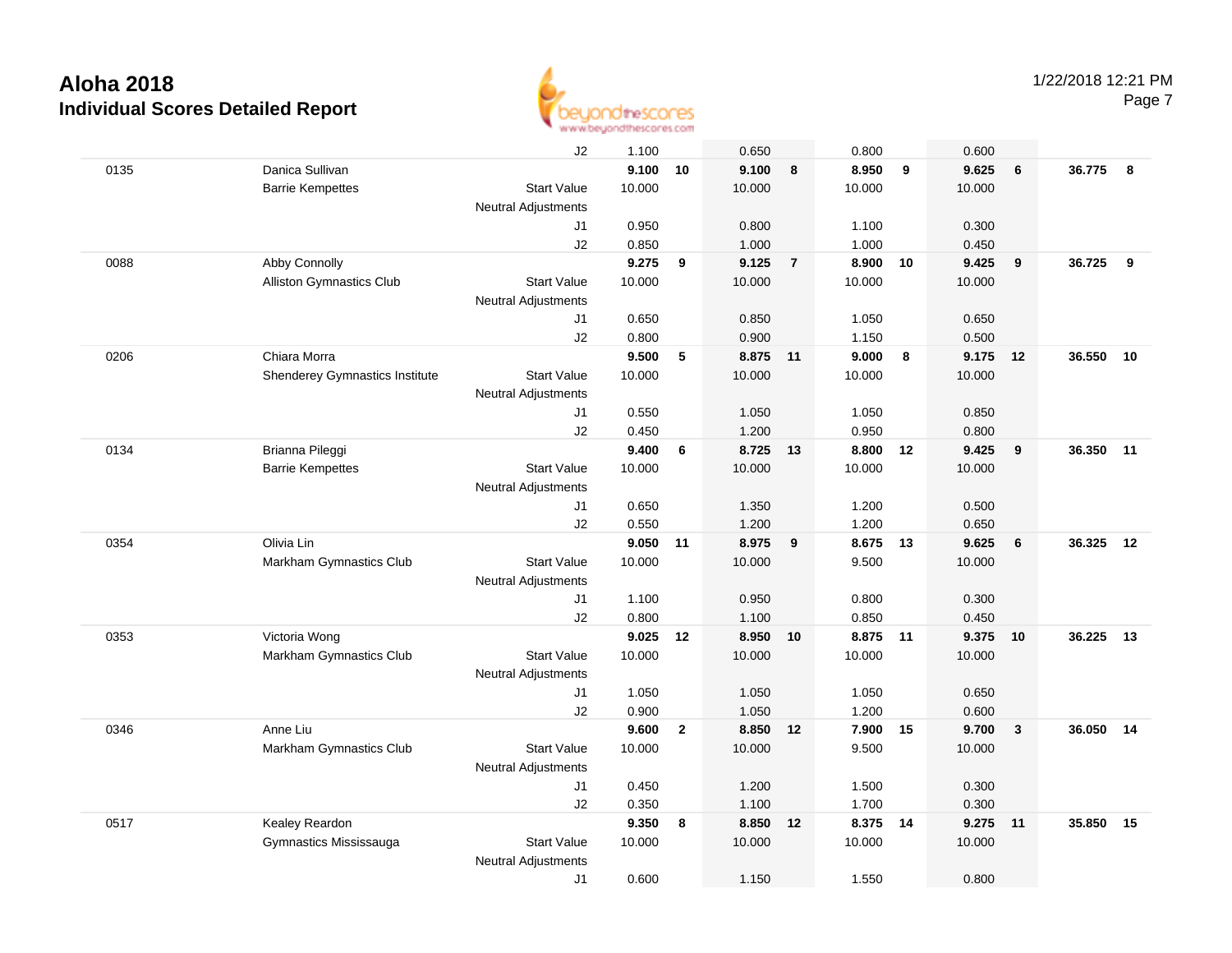# Aloha 2018

## Individual Scores Detailed Report

| | | | | | | | | | | | | |
|---|---|---|---|---|---|---|---|---|---|---|---|---|
| | | J2 | 1.100 | | 0.650 | | 0.800 | | 0.600 | | | |
| 0135 | Danica Sullivan | | **9.100** | **10** | **9.100** | **8** | **8.950** | **9** | **9.625** | **6** | **36.775** | **8** |
| | Barrie Kempettes | Start Value | 10.000 | | 10.000 | | 10.000 | | 10.000 | | | |
| | | Neutral Adjustments | | | | | | | | | | |
| | | J1 | 0.950 | | 0.800 | | 1.100 | | 0.300 | | | |
| | | J2 | 0.850 | | 1.000 | | 1.000 | | 0.450 | | | |
| 0088 | Abby Connolly | | **9.275** | **9** | **9.125** | **7** | **8.900** | **10** | **9.425** | **9** | **36.725** | **9** |
| | Alliston Gymnastics Club | Start Value | 10.000 | | 10.000 | | 10.000 | | 10.000 | | | |
| | | Neutral Adjustments | | | | | | | | | | |
| | | J1 | 0.650 | | 0.850 | | 1.050 | | 0.650 | | | |
| | | J2 | 0.800 | | 0.900 | | 1.150 | | 0.500 | | | |
| 0206 | Chiara Morra | | **9.500** | **5** | **8.875** | **11** | **9.000** | **8** | **9.175** | **12** | **36.550** | **10** |
| | Shenderey Gymnastics Institute | Start Value | 10.000 | | 10.000 | | 10.000 | | 10.000 | | | |
| | | Neutral Adjustments | | | | | | | | | | |
| | | J1 | 0.550 | | 1.050 | | 1.050 | | 0.850 | | | |
| | | J2 | 0.450 | | 1.200 | | 0.950 | | 0.800 | | | |
| 0134 | Brianna Pileggi | | **9.400** | **6** | **8.725** | **13** | **8.800** | **12** | **9.425** | **9** | **36.350** | **11** |
| | Barrie Kempettes | Start Value | 10.000 | | 10.000 | | 10.000 | | 10.000 | | | |
| | | Neutral Adjustments | | | | | | | | | | |
| | | J1 | 0.650 | | 1.350 | | 1.200 | | 0.500 | | | |
| | | J2 | 0.550 | | 1.200 | | 1.200 | | 0.650 | | | |
| 0354 | Olivia Lin | | **9.050** | **11** | **8.975** | **9** | **8.675** | **13** | **9.625** | **6** | **36.325** | **12** |
| | Markham Gymnastics Club | Start Value | 10.000 | | 10.000 | | 9.500 | | 10.000 | | | |
| | | Neutral Adjustments | | | | | | | | | | |
| | | J1 | 1.100 | | 0.950 | | 0.800 | | 0.300 | | | |
| | | J2 | 0.800 | | 1.100 | | 0.850 | | 0.450 | | | |
| 0353 | Victoria Wong | | **9.025** | **12** | **8.950** | **10** | **8.875** | **11** | **9.375** | **10** | **36.225** | **13** |
| | Markham Gymnastics Club | Start Value | 10.000 | | 10.000 | | 10.000 | | 10.000 | | | |
| | | Neutral Adjustments | | | | | | | | | | |
| | | J1 | 1.050 | | 1.050 | | 1.050 | | 0.650 | | | |
| | | J2 | 0.900 | | 1.050 | | 1.200 | | 0.600 | | | |
| 0346 | Anne Liu | | **9.600** | **2** | **8.850** | **12** | **7.900** | **15** | **9.700** | **3** | **36.050** | **14** |
| | Markham Gymnastics Club | Start Value | 10.000 | | 10.000 | | 9.500 | | 10.000 | | | |
| | | Neutral Adjustments | | | | | | | | | | |
| | | J1 | 0.450 | | 1.200 | | 1.500 | | 0.300 | | | |
| | | J2 | 0.350 | | 1.100 | | 1.700 | | 0.300 | | | |
| 0517 | Kealey Reardon | | **9.350** | **8** | **8.850** | **12** | **8.375** | **14** | **9.275** | **11** | **35.850** | **15** |
| | Gymnastics Mississauga | Start Value | 10.000 | | 10.000 | | 10.000 | | 10.000 | | | |
| | | Neutral Adjustments | | | | | | | | | | |
| | | J1 | 0.600 | | 1.150 | | 1.550 | | 0.800 | | | |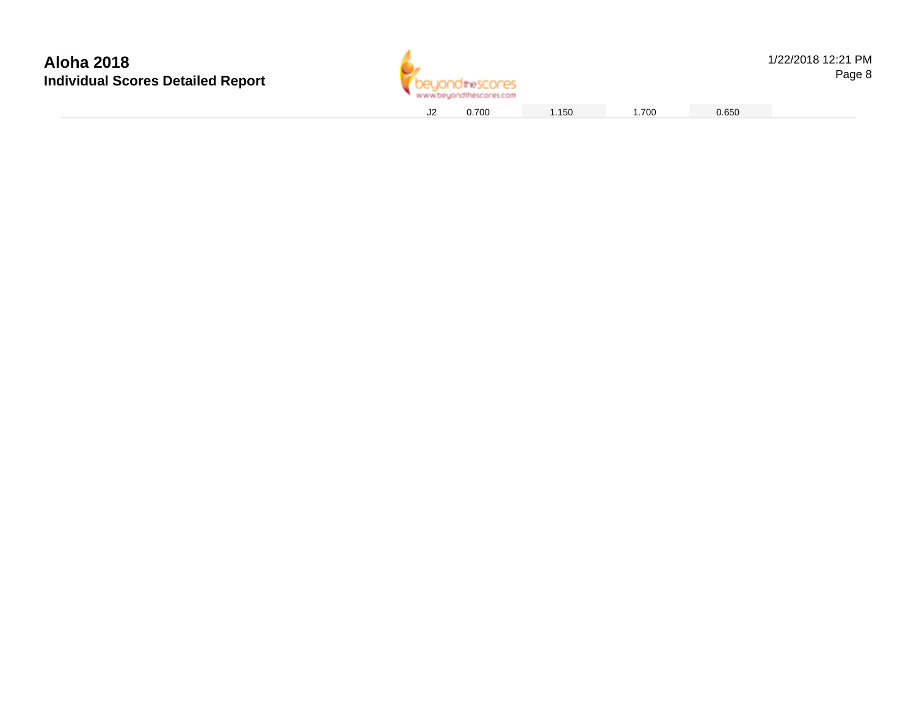| | | | | |
|---|---|---|---|---|
| J2 | 0.700 | 1.150 | 1.700 | 0.650 |